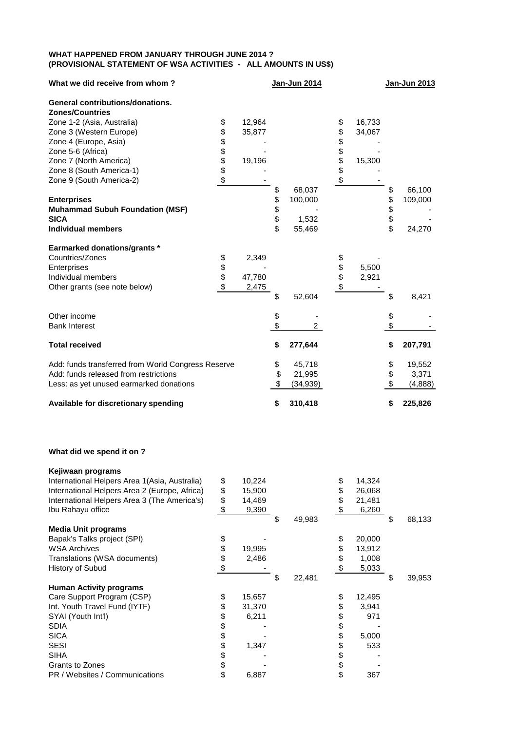**WHAT HAPPENED FROM JANUARY THROUGH JUNE 2014 ?**
**(PROVISIONAL STATEMENT OF WSA ACTIVITIES - ALL AMOUNTS IN US$)**

| What we did receive from whom ? | | Jan-Jun 2014 | | Jan-Jun 2013 |
|---|---|---|---|---|
| **General contributions/donations.** | | | | |
| **Zones/Countries** | | | | |
| Zone 1-2 (Asia, Australia) | $ 12,964 | | $ 16,733 | |
| Zone 3 (Western Europe) | $ 35,877 | | $ 34,067 | |
| Zone 4 (Europe, Asia) | $ - | | $ - | |
| Zone 5-6 (Africa) | $ - | | $ - | |
| Zone 7 (North America) | $ 19,196 | | $ 15,300 | |
| Zone 8 (South America-1) | $ - | | $ - | |
| Zone 9 (South America-2) | $ - | | $ - | |
| | | $ 68,037 | | $ 66,100 |
| **Enterprises** | | $ 100,000 | | $ 109,000 |
| **Muhammad Subuh Foundation (MSF)** | | $ - | | $ - |
| **SICA** | | $ 1,532 | | $ - |
| **Individual members** | | $ 55,469 | | $ 24,270 |
| **Earmarked donations/grants *** | | | | |
| Countries/Zones | $ 2,349 | | $ - | |
| Enterprises | $ - | | $ 5,500 | |
| Individual members | $ 47,780 | | $ 2,921 | |
| Other grants (see note below) | $ 2,475 | | $ - | |
| | | $ 52,604 | | $ 8,421 |
| Other income | | $ - | | $ - |
| Bank Interest | | $ 2 | | $ - |
| **Total received** | | **$ 277,644** | | **$ 207,791** |
| Add: funds transferred from World Congress Reserve | | $ 45,718 | | $ 19,552 |
| Add: funds released from restrictions | | $ 21,995 | | $ 3,371 |
| Less: as yet unused earmarked donations | | $ (34,939) | | $ (4,888) |
| **Available for discretionary spending** | | **$ 310,418** | | **$ 225,826** |

**What did we spend it on ?**

| | | Jan-Jun 2014 | | Jan-Jun 2013 |
|---|---|---|---|---|
| **Kejiwaan programs** | | | | |
| International Helpers Area 1(Asia, Australia) | $ 10,224 | | $ 14,324 | |
| International Helpers Area 2 (Europe, Africa) | $ 15,900 | | $ 26,068 | |
| International Helpers Area 3 (The America's) | $ 14,469 | | $ 21,481 | |
| Ibu Rahayu office | $ 9,390 | | $ 6,260 | |
| | | $ 49,983 | | $ 68,133 |
| **Media Unit programs** | | | | |
| Bapak's Talks project (SPI) | $ - | | $ 20,000 | |
| WSA Archives | $ 19,995 | | $ 13,912 | |
| Translations (WSA documents) | $ 2,486 | | $ 1,008 | |
| History of Subud | $ - | | $ 5,033 | |
| | | $ 22,481 | | $ 39,953 |
| **Human Activity programs** | | | | |
| Care Support Program (CSP) | $ 15,657 | | $ 12,495 | |
| Int. Youth Travel Fund (IYTF) | $ 31,370 | | $ 3,941 | |
| SYAI (Youth Int'l) | $ 6,211 | | $ 971 | |
| SDIA | $ - | | $ - | |
| SICA | $ - | | $ 5,000 | |
| SESI | $ 1,347 | | $ 533 | |
| SIHA | $ - | | $ - | |
| Grants to Zones | $ - | | $ - | |
| PR / Websites / Communications | $ 6,887 | | $ 367 | |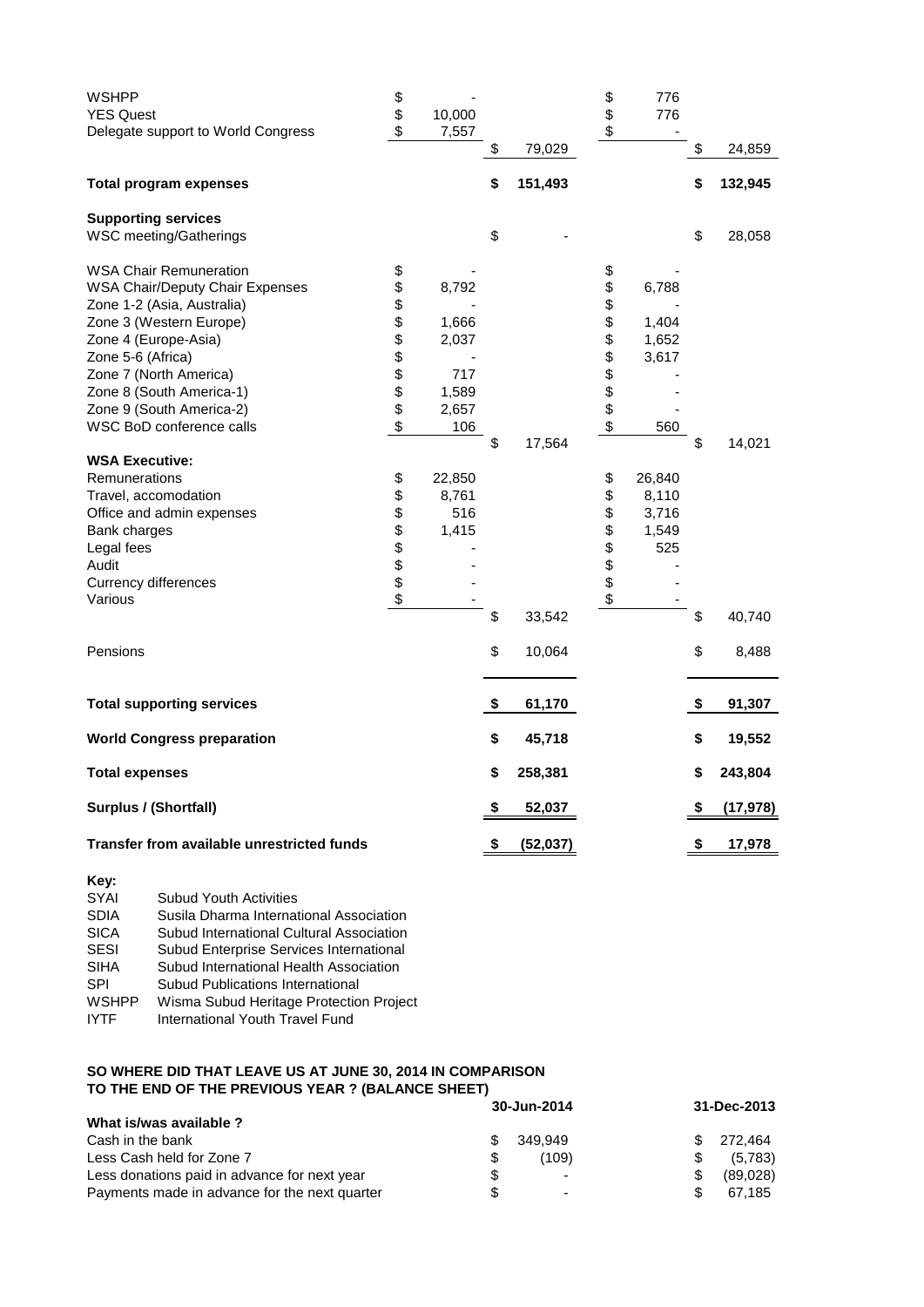| | | | | |
|---|---|---|---|---|
| WSHPP | $ - | | $ 776 | |
| YES Quest | $ 10,000 | | $ 776 | |
| Delegate support to World Congress | $ 7,557 | | $ - | |
| | | $ 79,029 | | $ 24,859 |
| **Total program expenses** | | **$ 151,493** | | **$ 132,945** |
| **Supporting services** | | | | |
| WSC meeting/Gatherings | | $ - | | $ 28,058 |
| WSA Chair Remuneration | $ - | | $ - | |
| WSA Chair/Deputy Chair Expenses | $ 8,792 | | $ 6,788 | |
| Zone 1-2 (Asia, Australia) | $ - | | $ - | |
| Zone 3 (Western Europe) | $ 1,666 | | $ 1,404 | |
| Zone 4 (Europe-Asia) | $ 2,037 | | $ 1,652 | |
| Zone 5-6 (Africa) | $ - | | $ 3,617 | |
| Zone 7 (North America) | $ 717 | | $ - | |
| Zone 8 (South America-1) | $ 1,589 | | $ - | |
| Zone 9 (South America-2) | $ 2,657 | | $ - | |
| WSC BoD conference calls | $ 106 | | $ 560 | |
| | | $ 17,564 | | $ 14,021 |
| **WSA Executive:** | | | | |
| Remunerations | $ 22,850 | | $ 26,840 | |
| Travel, accomodation | $ 8,761 | | $ 8,110 | |
| Office and admin expenses | $ 516 | | $ 3,716 | |
| Bank charges | $ 1,415 | | $ 1,549 | |
| Legal fees | $ - | | $ 525 | |
| Audit | $ - | | $ - | |
| Currency differences | $ - | | $ - | |
| Various | $ - | | $ - | |
| | | $ 33,542 | | $ 40,740 |
| Pensions | | $ 10,064 | | $ 8,488 |
| **Total supporting services** | | **$ 61,170** | | **$ 91,307** |
| **World Congress preparation** | | **$ 45,718** | | **$ 19,552** |
| **Total expenses** | | **$ 258,381** | | **$ 243,804** |
| **Surplus / (Shortfall)** | | **$ 52,037** | | **$ (17,978)** |
| **Transfer from available unrestricted funds** | | **$ (52,037)** | | **$ 17,978** |

**Key:**

| | |
|---|---|
| SYAI | Subud Youth Activities |
| SDIA | Susila Dharma International Association |
| SICA | Subud International Cultural Association |
| SESI | Subud Enterprise Services International |
| SIHA | Subud International Health Association |
| SPI | Subud Publications International |
| WSHPP | Wisma Subud Heritage Protection Project |
| IYTF | International Youth Travel Fund |

**SO WHERE DID THAT LEAVE US AT JUNE 30, 2014 IN COMPARISON TO THE END OF THE PREVIOUS YEAR ? (BALANCE SHEET)**

| | 30-Jun-2014 | 31-Dec-2013 |
|---|---|---|
| **What is/was available ?** | | |
| Cash in the bank | $ 349,949 | $ 272,464 |
| Less Cash held for Zone 7 | $ (109) | $ (5,783) |
| Less donations paid in advance for next year | $ - | $ (89,028) |
| Payments made in advance for the next quarter | $ - | $ 67,185 |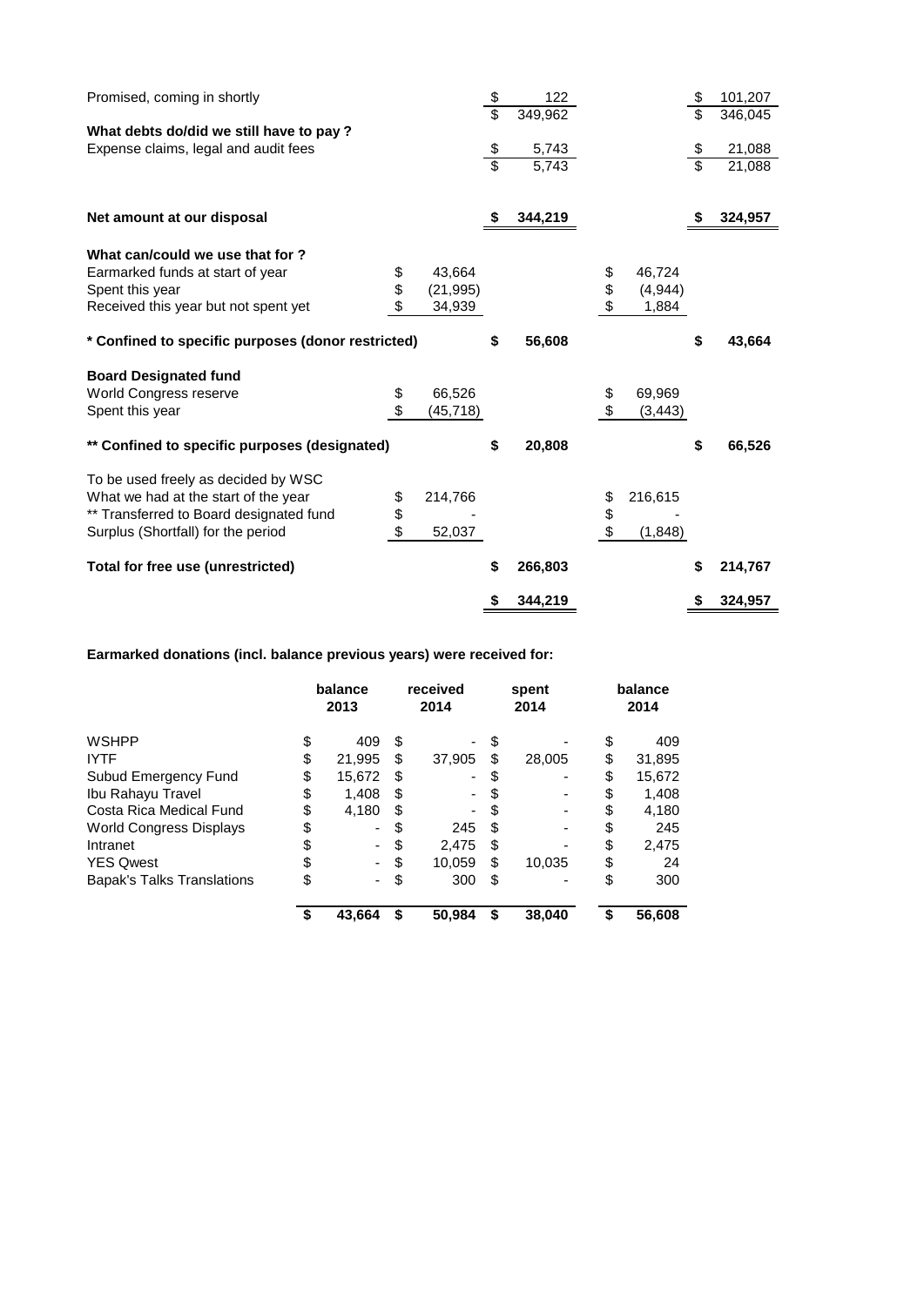| | | | | |
|---|---|---|---|---|
| Promised, coming in shortly | | $ 122 | | $ 101,207 |
| | | $ 349,962 | | $ 346,045 |
| **What debts do/did we still have to pay ?** | | | | |
| Expense claims, legal and audit fees | | $ 5,743 | | $ 21,088 |
| | | $ 5,743 | | $ 21,088 |
| **Net amount at our disposal** | | **$ 344,219** | | **$ 324,957** |
| **What can/could we use that for ?** | | | | |
| Earmarked funds at start of year | $ 43,664 | | $ 46,724 | |
| Spent this year | $ (21,995) | | $ (4,944) | |
| Received this year but not spent yet | $ 34,939 | | $ 1,884 | |
| **\* Confined to specific purposes (donor restricted)** | | **$ 56,608** | | **$ 43,664** |
| **Board Designated fund** | | | | |
| World Congress reserve | $ 66,526 | | $ 69,969 | |
| Spent this year | $ (45,718) | | $ (3,443) | |
| **\*\* Confined to specific purposes (designated)** | | **$ 20,808** | | **$ 66,526** |
| To be used freely as decided by WSC | | | | |
| What we had at the start of the year | $ 214,766 | | $ 216,615 | |
| ** Transferred to Board designated fund | $ - | | $ - | |
| Surplus (Shortfall) for the period | $ 52,037 | | $ (1,848) | |
| **Total for free use (unrestricted)** | | **$ 266,803** | | **$ 214,767** |
| | | **$ 344,219** | | **$ 324,957** |

**Earmarked donations (incl. balance previous years) were received for:**

| | balance 2013 | received 2014 | spent 2014 | balance 2014 |
|---|---|---|---|---|
| WSHPP | $ 409 | $ - | $ - | $ 409 |
| IYTF | $ 21,995 | $ 37,905 | $ 28,005 | $ 31,895 |
| Subud Emergency Fund | $ 15,672 | $ - | $ - | $ 15,672 |
| Ibu Rahayu Travel | $ 1,408 | $ - | $ - | $ 1,408 |
| Costa Rica Medical Fund | $ 4,180 | $ - | $ - | $ 4,180 |
| World Congress Displays | $ - | $ 245 | $ - | $ 245 |
| Intranet | $ - | $ 2,475 | $ - | $ 2,475 |
| YES Qwest | $ - | $ 10,059 | $ 10,035 | $ 24 |
| Bapak's Talks Translations | $ - | $ 300 | $ - | $ 300 |
| | **$ 43,664** | **$ 50,984** | **$ 38,040** | **$ 56,608** |